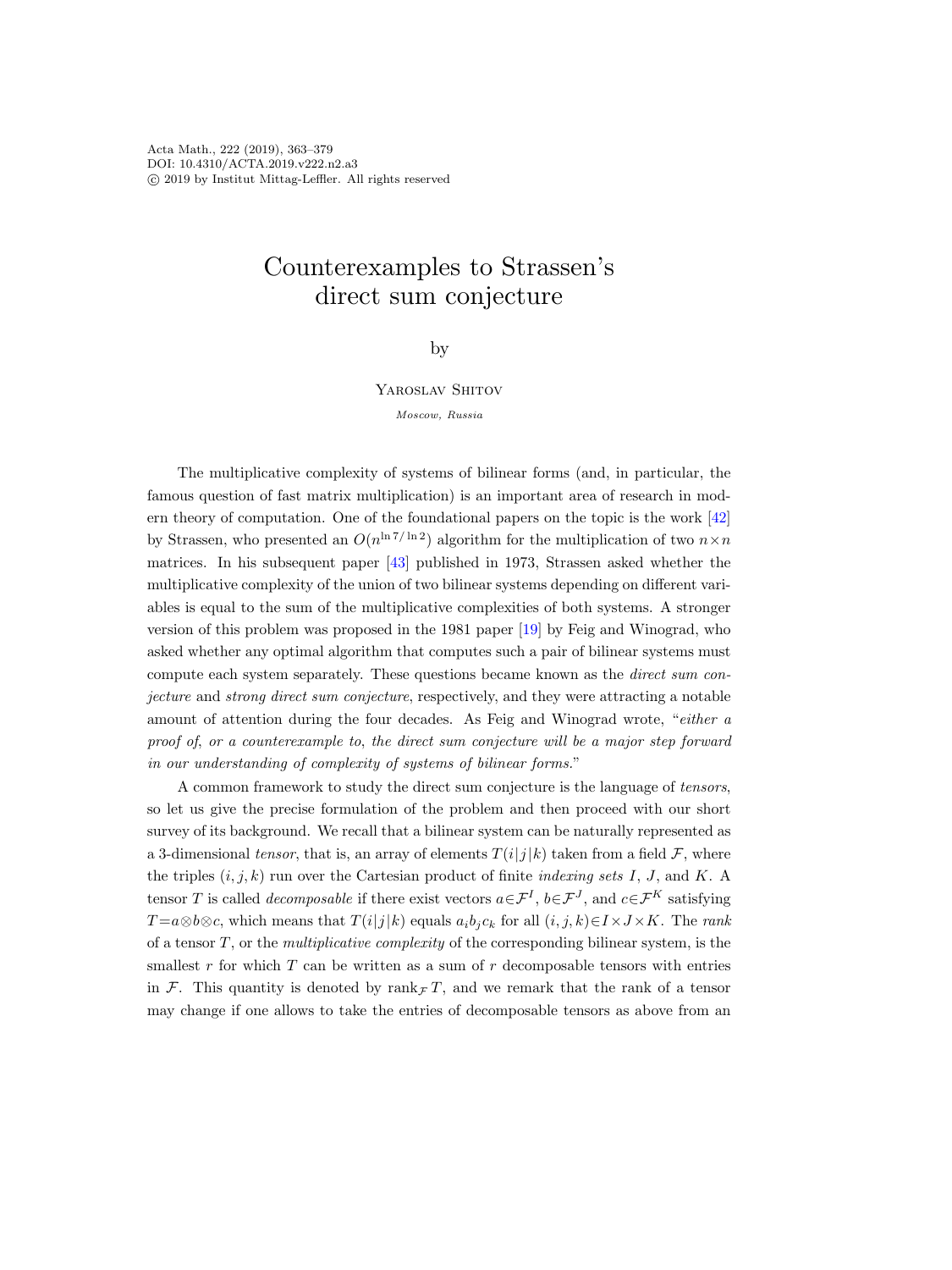# Counterexamples to Strassen's direct sum conjecture

by

Yaroslav Shitov

*Moscow, Russia*

The multiplicative complexity of systems of bilinear forms (and, in particular, the famous question of fast matrix multiplication) is an important area of research in modern theory of computation. One of the foundational papers on the topic is the work [42] by Strassen, who presented an $O(n^{\ln 7/\ln 2})$ algorithm for the multiplication of two $n\times n$ matrices. In his subsequent paper [43] published in 1973, Strassen asked whether the multiplicative complexity of the union of two bilinear systems depending on different variables is equal to the sum of the multiplicative complexities of both systems. A stronger version of this problem was proposed in the 1981 paper [19] by Feig and Winograd, who asked whether any optimal algorithm that computes such a pair of bilinear systems must compute each system separately. These questions became known as the *direct sum conjecture* and *strong direct sum conjecture*, respectively, and they were attracting a notable amount of attention during the four decades. As Feig and Winograd wrote, "*either a proof of, or a counterexample to, the direct sum conjecture will be a major step forward in our understanding of complexity of systems of bilinear forms.*"

A common framework to study the direct sum conjecture is the language of *tensors*, so let us give the precise formulation of the problem and then proceed with our short survey of its background. We recall that a bilinear system can be naturally represented as a 3-dimensional *tensor*, that is, an array of elements $T(i|j|k)$ taken from a field $\mathcal{F}$, where the triples $(i,j,k)$ run over the Cartesian product of finite *indexing sets* $I$, $J$, and $K$. A tensor $T$ is called *decomposable* if there exist vectors $a\in\mathcal{F}^I$, $b\in\mathcal{F}^J$, and $c\in\mathcal{F}^K$ satisfying $T=a\otimes b\otimes c$, which means that $T(i|j|k)$ equals $a_i b_j c_k$ for all $(i,j,k)\in I\times J\times K$. The *rank* of a tensor $T$, or the *multiplicative complexity* of the corresponding bilinear system, is the smallest $r$ for which $T$ can be written as a sum of $r$ decomposable tensors with entries in $\mathcal{F}$. This quantity is denoted by $\operatorname{rank}_{\mathcal{F}} T$, and we remark that the rank of a tensor may change if one allows to take the entries of decomposable tensors as above from an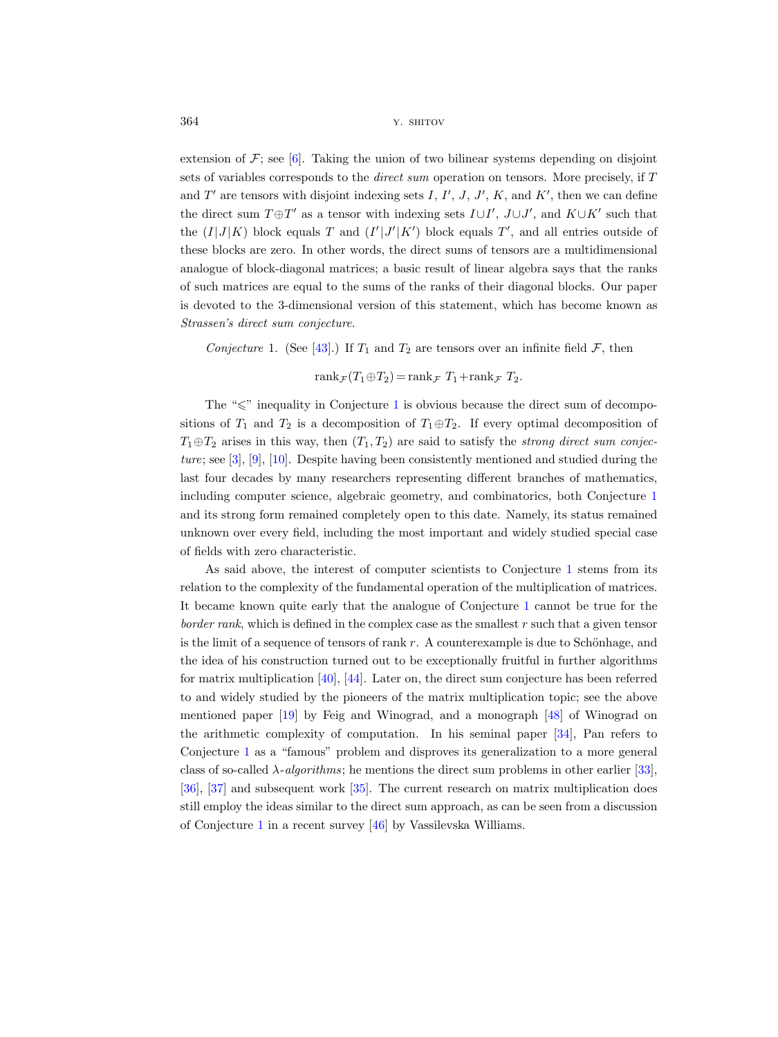extension of $\mathcal{F}$; see [6]. Taking the union of two bilinear systems depending on disjoint sets of variables corresponds to the *direct sum* operation on tensors. More precisely, if $T$ and $T'$ are tensors with disjoint indexing sets $I$, $I'$, $J$, $J'$, $K$, and $K'$, then we can define the direct sum $T \oplus T'$ as a tensor with indexing sets $I \cup I'$, $J \cup J'$, and $K \cup K'$ such that the $(I|J|K)$ block equals $T$ and $(I'|J'|K')$ block equals $T'$, and all entries outside of these blocks are zero. In other words, the direct sums of tensors are a multidimensional analogue of block-diagonal matrices; a basic result of linear algebra says that the ranks of such matrices are equal to the sums of the ranks of their diagonal blocks. Our paper is devoted to the 3-dimensional version of this statement, which has become known as *Strassen's direct sum conjecture*.

*Conjecture* 1. (See [43].) If $T_1$ and $T_2$ are tensors over an infinite field $\mathcal{F}$, then

$$\operatorname{rank}_{\mathcal{F}}(T_1 \oplus T_2) = \operatorname{rank}_{\mathcal{F}} T_1 + \operatorname{rank}_{\mathcal{F}} T_2.$$

The "$\leqslant$" inequality in Conjecture 1 is obvious because the direct sum of decompositions of $T_1$ and $T_2$ is a decomposition of $T_1 \oplus T_2$. If every optimal decomposition of $T_1 \oplus T_2$ arises in this way, then $(T_1, T_2)$ are said to satisfy the *strong direct sum conjecture*; see [3], [9], [10]. Despite having been consistently mentioned and studied during the last four decades by many researchers representing different branches of mathematics, including computer science, algebraic geometry, and combinatorics, both Conjecture 1 and its strong form remained completely open to this date. Namely, its status remained unknown over every field, including the most important and widely studied special case of fields with zero characteristic.

As said above, the interest of computer scientists to Conjecture 1 stems from its relation to the complexity of the fundamental operation of the multiplication of matrices. It became known quite early that the analogue of Conjecture 1 cannot be true for the *border rank*, which is defined in the complex case as the smallest $r$ such that a given tensor is the limit of a sequence of tensors of rank $r$. A counterexample is due to Schönhage, and the idea of his construction turned out to be exceptionally fruitful in further algorithms for matrix multiplication [40], [44]. Later on, the direct sum conjecture has been referred to and widely studied by the pioneers of the matrix multiplication topic; see the above mentioned paper [19] by Feig and Winograd, and a monograph [48] of Winograd on the arithmetic complexity of computation. In his seminal paper [34], Pan refers to Conjecture 1 as a "famous" problem and disproves its generalization to a more general class of so-called $\lambda$-*algorithms*; he mentions the direct sum problems in other earlier [33], [36], [37] and subsequent work [35]. The current research on matrix multiplication does still employ the ideas similar to the direct sum approach, as can be seen from a discussion of Conjecture 1 in a recent survey [46] by Vassilevska Williams.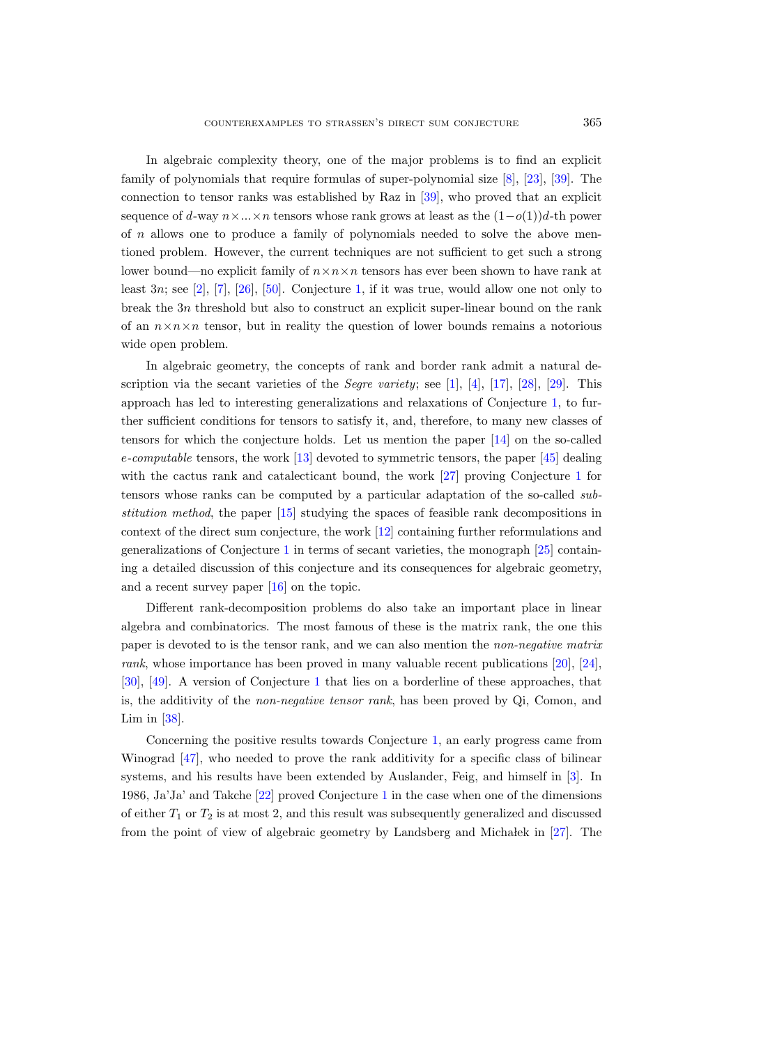In algebraic complexity theory, one of the major problems is to find an explicit family of polynomials that require formulas of super-polynomial size [8], [23], [39]. The connection to tensor ranks was established by Raz in [39], who proved that an explicit sequence of $d$-way $n \times \ldots \times n$ tensors whose rank grows at least as the $(1-o(1))d$-th power of $n$ allows one to produce a family of polynomials needed to solve the above mentioned problem. However, the current techniques are not sufficient to get such a strong lower bound—no explicit family of $n \times n \times n$ tensors has ever been shown to have rank at least $3n$; see [2], [7], [26], [50]. Conjecture 1, if it was true, would allow one not only to break the $3n$ threshold but also to construct an explicit super-linear bound on the rank of an $n \times n \times n$ tensor, but in reality the question of lower bounds remains a notorious wide open problem.

In algebraic geometry, the concepts of rank and border rank admit a natural description via the secant varieties of the *Segre variety*; see [1], [4], [17], [28], [29]. This approach has led to interesting generalizations and relaxations of Conjecture 1, to further sufficient conditions for tensors to satisfy it, and, therefore, to many new classes of tensors for which the conjecture holds. Let us mention the paper [14] on the so-called *e-computable* tensors, the work [13] devoted to symmetric tensors, the paper [45] dealing with the cactus rank and catalecticant bound, the work [27] proving Conjecture 1 for tensors whose ranks can be computed by a particular adaptation of the so-called *substitution method*, the paper [15] studying the spaces of feasible rank decompositions in context of the direct sum conjecture, the work [12] containing further reformulations and generalizations of Conjecture 1 in terms of secant varieties, the monograph [25] containing a detailed discussion of this conjecture and its consequences for algebraic geometry, and a recent survey paper [16] on the topic.

Different rank-decomposition problems do also take an important place in linear algebra and combinatorics. The most famous of these is the matrix rank, the one this paper is devoted to is the tensor rank, and we can also mention the *non-negative matrix rank*, whose importance has been proved in many valuable recent publications [20], [24], [30], [49]. A version of Conjecture 1 that lies on a borderline of these approaches, that is, the additivity of the *non-negative tensor rank*, has been proved by Qi, Comon, and Lim in [38].

Concerning the positive results towards Conjecture 1, an early progress came from Winograd [47], who needed to prove the rank additivity for a specific class of bilinear systems, and his results have been extended by Auslander, Feig, and himself in [3]. In 1986, Ja'Ja' and Takche [22] proved Conjecture 1 in the case when one of the dimensions of either $T_1$ or $T_2$ is at most 2, and this result was subsequently generalized and discussed from the point of view of algebraic geometry by Landsberg and Michałek in [27]. The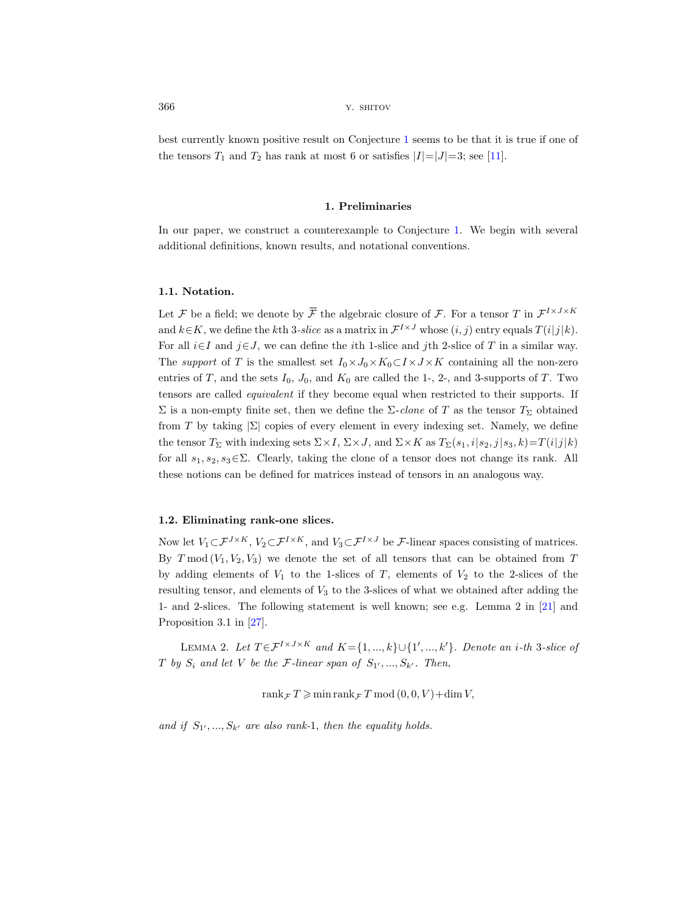best currently known positive result on Conjecture 1 seems to be that it is true if one of the tensors $T_1$ and $T_2$ has rank at most 6 or satisfies $|I|=|J|=3$; see [11].

## 1. Preliminaries

In our paper, we construct a counterexample to Conjecture 1. We begin with several additional definitions, known results, and notational conventions.

### 1.1. Notation.

Let $\mathcal{F}$ be a field; we denote by $\overline{\mathcal{F}}$ the algebraic closure of $\mathcal{F}$. For a tensor $T$ in $\mathcal{F}^{I\times J\times K}$ and $k\in K$, we define the $k$th 3-*slice* as a matrix in $\mathcal{F}^{I\times J}$ whose $(i,j)$ entry equals $T(i|j|k)$. For all $i\in I$ and $j\in J$, we can define the $i$th 1-slice and $j$th 2-slice of $T$ in a similar way. The *support* of $T$ is the smallest set $I_0\times J_0\times K_0\subset I\times J\times K$ containing all the non-zero entries of $T$, and the sets $I_0$, $J_0$, and $K_0$ are called the 1-, 2-, and 3-supports of $T$. Two tensors are called *equivalent* if they become equal when restricted to their supports. If $\Sigma$ is a non-empty finite set, then we define the $\Sigma$-*clone* of $T$ as the tensor $T_\Sigma$ obtained from $T$ by taking $|\Sigma|$ copies of every element in every indexing set. Namely, we define the tensor $T_\Sigma$ with indexing sets $\Sigma\times I$, $\Sigma\times J$, and $\Sigma\times K$ as $T_\Sigma(s_1,i|s_2,j|s_3,k)=T(i|j|k)$ for all $s_1,s_2,s_3\in\Sigma$. Clearly, taking the clone of a tensor does not change its rank. All these notions can be defined for matrices instead of tensors in an analogous way.

### 1.2. Eliminating rank-one slices.

Now let $V_1\subset\mathcal{F}^{J\times K}$, $V_2\subset\mathcal{F}^{I\times K}$, and $V_3\subset\mathcal{F}^{I\times J}$ be $\mathcal{F}$-linear spaces consisting of matrices. By $T \bmod (V_1,V_2,V_3)$ we denote the set of all tensors that can be obtained from $T$ by adding elements of $V_1$ to the 1-slices of $T$, elements of $V_2$ to the 2-slices of the resulting tensor, and elements of $V_3$ to the 3-slices of what we obtained after adding the 1- and 2-slices. The following statement is well known; see e.g. Lemma 2 in [21] and Proposition 3.1 in [27].

Lemma 2. *Let $T\in\mathcal{F}^{I\times J\times K}$ and $K=\{1,\dots,k\}\cup\{1',\dots,k'\}$. Denote an $i$-th 3-slice of $T$ by $S_i$ and let $V$ be the $\mathcal{F}$-linear span of $S_{1'},\dots,S_{k'}$. Then,*

$$\operatorname{rank}_{\mathcal{F}} T \geqslant \min \operatorname{rank}_{\mathcal{F}} T \bmod (0,0,V)+\dim V,$$

*and if $S_{1'},\dots,S_{k'}$ are also rank-1, then the equality holds.*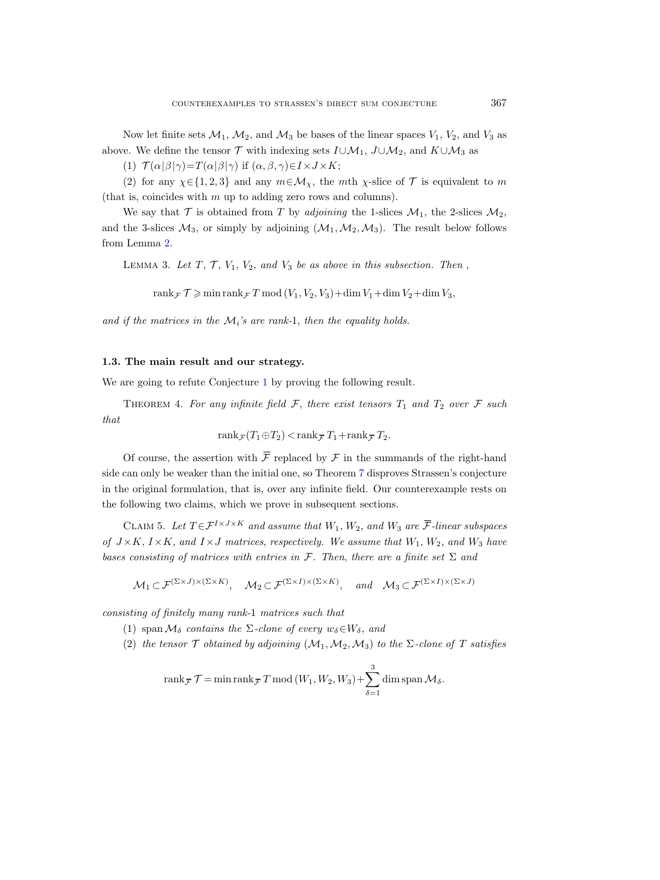Now let finite sets $\mathcal{M}_1$, $\mathcal{M}_2$, and $\mathcal{M}_3$ be bases of the linear spaces $V_1$, $V_2$, and $V_3$ as above. We define the tensor $\mathcal{T}$ with indexing sets $I\cup\mathcal{M}_1$, $J\cup\mathcal{M}_2$, and $K\cup\mathcal{M}_3$ as

(1) $\mathcal{T}(\alpha|\beta|\gamma)=T(\alpha|\beta|\gamma)$ if $(\alpha,\beta,\gamma)\in I\times J\times K$;

(2) for any $\chi\in\{1,2,3\}$ and any $m\in\mathcal{M}_\chi$, the $m$th $\chi$-slice of $\mathcal{T}$ is equivalent to $m$ (that is, coincides with $m$ up to adding zero rows and columns).

We say that $\mathcal{T}$ is obtained from $T$ by *adjoining* the 1-slices $\mathcal{M}_1$, the 2-slices $\mathcal{M}_2$, and the 3-slices $\mathcal{M}_3$, or simply by adjoining $(\mathcal{M}_1,\mathcal{M}_2,\mathcal{M}_3)$. The result below follows from Lemma 2.

Lemma 3. *Let $T$, $\mathcal{T}$, $V_1$, $V_2$, and $V_3$ be as above in this subsection. Then ,*

$$\operatorname{rank}_\mathcal{F}\mathcal{T}\geqslant\min\operatorname{rank}_\mathcal{F}T\operatorname{mod}(V_1,V_2,V_3)+\dim V_1+\dim V_2+\dim V_3,$$

*and if the matrices in the $\mathcal{M}_i$'s are rank-1, then the equality holds.*

### 1.3. The main result and our strategy.

We are going to refute Conjecture 1 by proving the following result.

Theorem 4. *For any infinite field $\mathcal{F}$, there exist tensors $T_1$ and $T_2$ over $\mathcal{F}$ such that*

$$\operatorname{rank}_\mathcal{F}(T_1\oplus T_2)<\operatorname{rank}_{\overline{\mathcal{F}}}T_1+\operatorname{rank}_{\overline{\mathcal{F}}}T_2.$$

Of course, the assertion with $\overline{\mathcal{F}}$ replaced by $\mathcal{F}$ in the summands of the right-hand side can only be weaker than the initial one, so Theorem 7 disproves Strassen's conjecture in the original formulation, that is, over any infinite field. Our counterexample rests on the following two claims, which we prove in subsequent sections.

Claim 5. *Let $T\in\mathcal{F}^{I\times J\times K}$ and assume that $W_1$, $W_2$, and $W_3$ are $\overline{\mathcal{F}}$-linear subspaces of $J\times K$, $I\times K$, and $I\times J$ matrices, respectively. We assume that $W_1$, $W_2$, and $W_3$ have bases consisting of matrices with entries in $\mathcal{F}$. Then, there are a finite set $\Sigma$ and*

$$\mathcal{M}_1\subset\mathcal{F}^{(\Sigma\times J)\times(\Sigma\times K)},\quad \mathcal{M}_2\subset\mathcal{F}^{(\Sigma\times I)\times(\Sigma\times K)},\quad\text{and}\quad \mathcal{M}_3\subset\mathcal{F}^{(\Sigma\times I)\times(\Sigma\times J)}$$

*consisting of finitely many rank-1 matrices such that*

(1) *$\operatorname{span}\mathcal{M}_\delta$ contains the $\Sigma$-clone of every $w_\delta\in W_\delta$, and*

(2) *the tensor $\mathcal{T}$ obtained by adjoining $(\mathcal{M}_1,\mathcal{M}_2,\mathcal{M}_3)$ to the $\Sigma$-clone of $T$ satisfies*

$$\operatorname{rank}_{\overline{\mathcal{F}}}\mathcal{T}=\min\operatorname{rank}_{\overline{\mathcal{F}}}T\operatorname{mod}(W_1,W_2,W_3)+\sum_{\delta=1}^{3}\dim\operatorname{span}\mathcal{M}_\delta.$$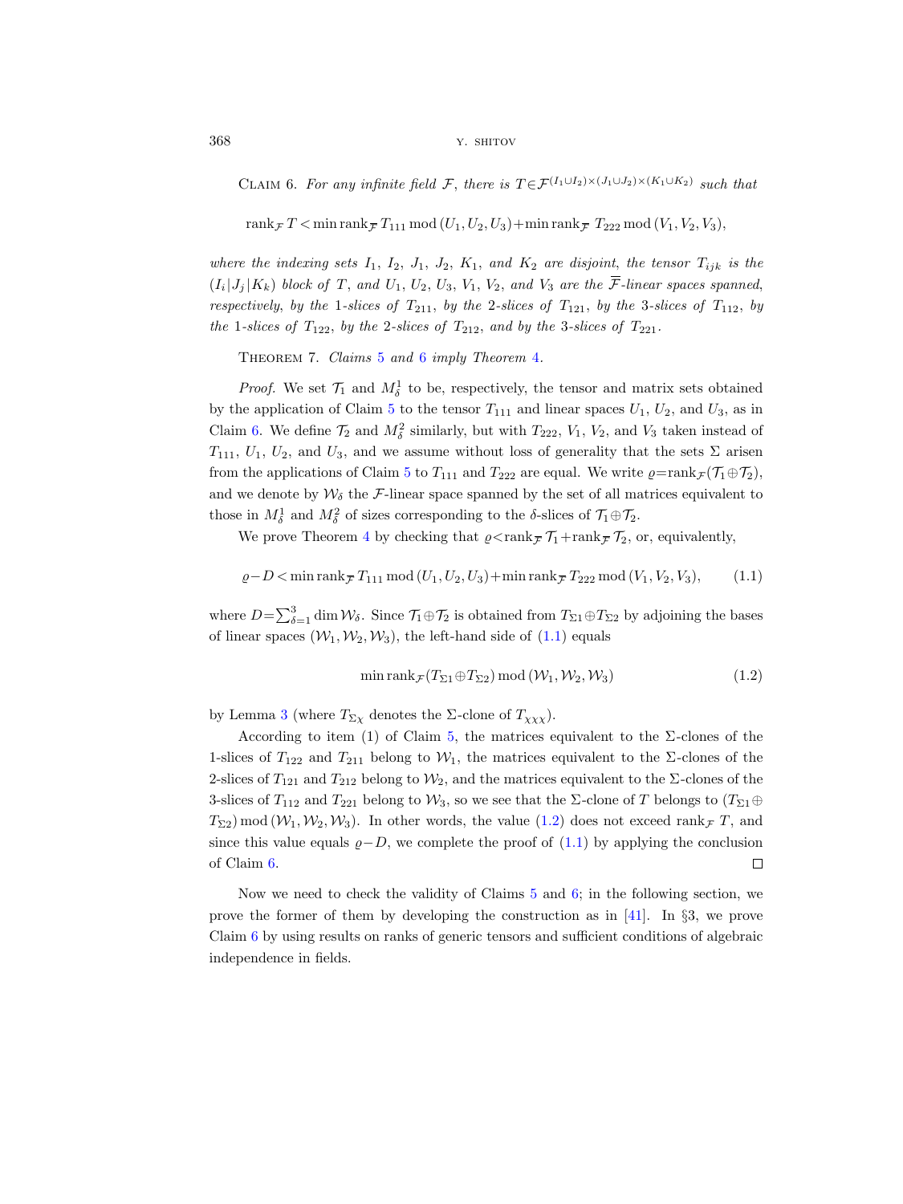Claim 6. *For any infinite field $\mathcal{F}$, there is $T \in \mathcal{F}^{(I_1\cup I_2)\times(J_1\cup J_2)\times(K_1\cup K_2)}$ such that*

$$\operatorname{rank}_{\mathcal{F}} T < \min \operatorname{rank}_{\overline{\mathcal{F}}} T_{111} \bmod (U_1,U_2,U_3) + \min \operatorname{rank}_{\overline{\mathcal{F}}} T_{222} \bmod (V_1,V_2,V_3),$$

*where the indexing sets $I_1$, $I_2$, $J_1$, $J_2$, $K_1$, and $K_2$ are disjoint, the tensor $T_{ijk}$ is the $(I_i|J_j|K_k)$ block of $T$, and $U_1$, $U_2$, $U_3$, $V_1$, $V_2$, and $V_3$ are the $\overline{\mathcal{F}}$-linear spaces spanned, respectively, by the 1-slices of $T_{211}$, by the 2-slices of $T_{121}$, by the 3-slices of $T_{112}$, by the 1-slices of $T_{122}$, by the 2-slices of $T_{212}$, and by the 3-slices of $T_{221}$.*

Theorem 7. *Claims 5 and 6 imply Theorem 4.*

*Proof.* We set $\mathcal{T}_1$ and $M_\delta^1$ to be, respectively, the tensor and matrix sets obtained by the application of Claim 5 to the tensor $T_{111}$ and linear spaces $U_1$, $U_2$, and $U_3$, as in Claim 6. We define $\mathcal{T}_2$ and $M_\delta^2$ similarly, but with $T_{222}$, $V_1$, $V_2$, and $V_3$ taken instead of $T_{111}$, $U_1$, $U_2$, and $U_3$, and we assume without loss of generality that the sets $\Sigma$ arisen from the applications of Claim 5 to $T_{111}$ and $T_{222}$ are equal. We write $\varrho = \operatorname{rank}_{\mathcal{F}}(\mathcal{T}_1 \oplus \mathcal{T}_2)$, and we denote by $\mathcal{W}_\delta$ the $\mathcal{F}$-linear space spanned by the set of all matrices equivalent to those in $M_\delta^1$ and $M_\delta^2$ of sizes corresponding to the $\delta$-slices of $\mathcal{T}_1 \oplus \mathcal{T}_2$.

We prove Theorem 4 by checking that $\varrho < \operatorname{rank}_{\mathcal{F}} \mathcal{T}_1 + \operatorname{rank}_{\mathcal{F}} \mathcal{T}_2$, or, equivalently,

$$\varrho - D < \min \operatorname{rank}_{\overline{\mathcal{F}}} T_{111} \bmod (U_1,U_2,U_3) + \min \operatorname{rank}_{\overline{\mathcal{F}}} T_{222} \bmod (V_1,V_2,V_3), \tag{1.1}$$

where $D = \sum_{\delta=1}^{3} \dim \mathcal{W}_\delta$. Since $\mathcal{T}_1 \oplus \mathcal{T}_2$ is obtained from $T_{\Sigma 1} \oplus T_{\Sigma 2}$ by adjoining the bases of linear spaces $(\mathcal{W}_1, \mathcal{W}_2, \mathcal{W}_3)$, the left-hand side of (1.1) equals

$$\min \operatorname{rank}_{\mathcal{F}}(T_{\Sigma 1} \oplus T_{\Sigma 2}) \bmod (\mathcal{W}_1, \mathcal{W}_2, \mathcal{W}_3) \tag{1.2}$$

by Lemma 3 (where $T_{\Sigma\chi}$ denotes the $\Sigma$-clone of $T_{\chi\chi\chi}$).

According to item (1) of Claim 5, the matrices equivalent to the $\Sigma$-clones of the 1-slices of $T_{122}$ and $T_{211}$ belong to $\mathcal{W}_1$, the matrices equivalent to the $\Sigma$-clones of the 2-slices of $T_{121}$ and $T_{212}$ belong to $\mathcal{W}_2$, and the matrices equivalent to the $\Sigma$-clones of the 3-slices of $T_{112}$ and $T_{221}$ belong to $\mathcal{W}_3$, so we see that the $\Sigma$-clone of $T$ belongs to $(T_{\Sigma 1} \oplus T_{\Sigma 2}) \bmod (\mathcal{W}_1, \mathcal{W}_2, \mathcal{W}_3)$. In other words, the value (1.2) does not exceed $\operatorname{rank}_{\mathcal{F}} T$, and since this value equals $\varrho - D$, we complete the proof of (1.1) by applying the conclusion of Claim 6. $\square$

Now we need to check the validity of Claims 5 and 6; in the following section, we prove the former of them by developing the construction as in [41]. In §3, we prove Claim 6 by using results on ranks of generic tensors and sufficient conditions of algebraic independence in fields.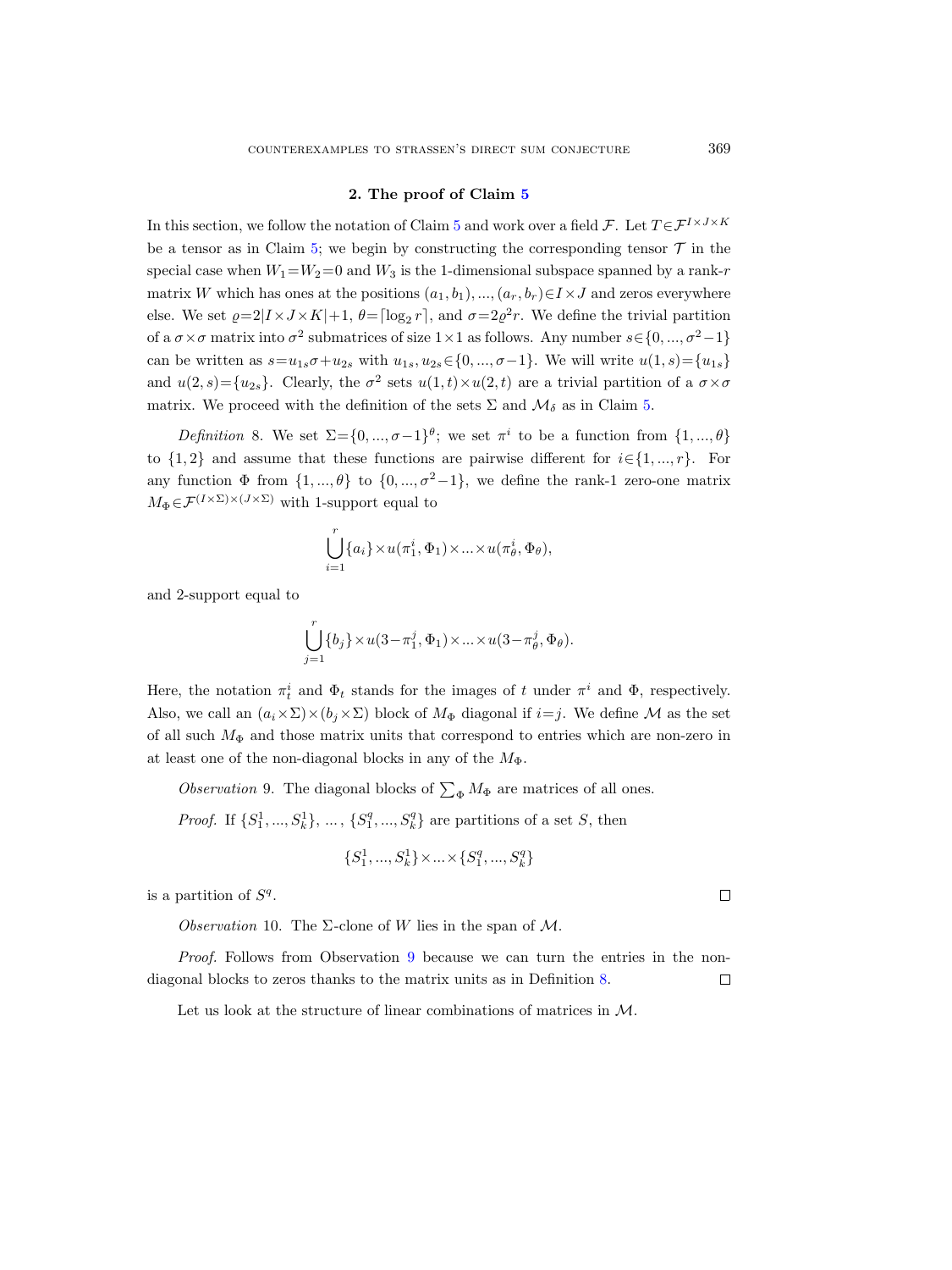## 2. The proof of Claim 5

In this section, we follow the notation of Claim 5 and work over a field $\mathcal{F}$. Let $T\in\mathcal{F}^{I\times J\times K}$ be a tensor as in Claim 5; we begin by constructing the corresponding tensor $\mathcal{T}$ in the special case when $W_1=W_2=0$ and $W_3$ is the 1-dimensional subspace spanned by a rank-$r$ matrix $W$ which has ones at the positions $(a_1,b_1),...,(a_r,b_r)\in I\times J$ and zeros everywhere else. We set $\varrho=2|I\times J\times K|+1$, $\theta=\lceil\log_2 r\rceil$, and $\sigma=2\varrho^2 r$. We define the trivial partition of a $\sigma\times\sigma$ matrix into $\sigma^2$ submatrices of size $1\times1$ as follows. Any number $s\in\{0,...,\sigma^2-1\}$ can be written as $s=u_{1s}\sigma+u_{2s}$ with $u_{1s},u_{2s}\in\{0,...,\sigma-1\}$. We will write $u(1,s)=\{u_{1s}\}$ and $u(2,s)=\{u_{2s}\}$. Clearly, the $\sigma^2$ sets $u(1,t)\times u(2,t)$ are a trivial partition of a $\sigma\times\sigma$ matrix. We proceed with the definition of the sets $\Sigma$ and $\mathcal{M}_\delta$ as in Claim 5.

*Definition* 8. We set $\Sigma=\{0,...,\sigma-1\}^\theta$; we set $\pi^i$ to be a function from $\{1,...,\theta\}$ to $\{1,2\}$ and assume that these functions are pairwise different for $i\in\{1,...,r\}$. For any function $\Phi$ from $\{1,...,\theta\}$ to $\{0,...,\sigma^2-1\}$, we define the rank-1 zero-one matrix $M_\Phi\in\mathcal{F}^{(I\times\Sigma)\times(J\times\Sigma)}$ with 1-support equal to

$$\bigcup_{i=1}^{r}\{a_i\}\times u(\pi^i_1,\Phi_1)\times...\times u(\pi^i_\theta,\Phi_\theta),$$

and 2-support equal to

$$\bigcup_{j=1}^{r}\{b_j\}\times u(3-\pi^j_1,\Phi_1)\times...\times u(3-\pi^j_\theta,\Phi_\theta).$$

Here, the notation $\pi^i_t$ and $\Phi_t$ stands for the images of $t$ under $\pi^i$ and $\Phi$, respectively. Also, we call an $(a_i\times\Sigma)\times(b_j\times\Sigma)$ block of $M_\Phi$ diagonal if $i=j$. We define $\mathcal{M}$ as the set of all such $M_\Phi$ and those matrix units that correspond to entries which are non-zero in at least one of the non-diagonal blocks in any of the $M_\Phi$.

*Observation* 9. The diagonal blocks of $\sum_\Phi M_\Phi$ are matrices of all ones.

*Proof.* If $\{S^1_1,...,S^1_k\}$, ..., $\{S^q_1,...,S^q_k\}$ are partitions of a set $S$, then

$$\{S^1_1,...,S^1_k\}\times...\times\{S^q_1,...,S^q_k\}$$

is a partition of $S^q$. $\square$

*Observation* 10. The $\Sigma$-clone of $W$ lies in the span of $\mathcal{M}$.

*Proof.* Follows from Observation 9 because we can turn the entries in the non-diagonal blocks to zeros thanks to the matrix units as in Definition 8. $\square$

Let us look at the structure of linear combinations of matrices in $\mathcal{M}$.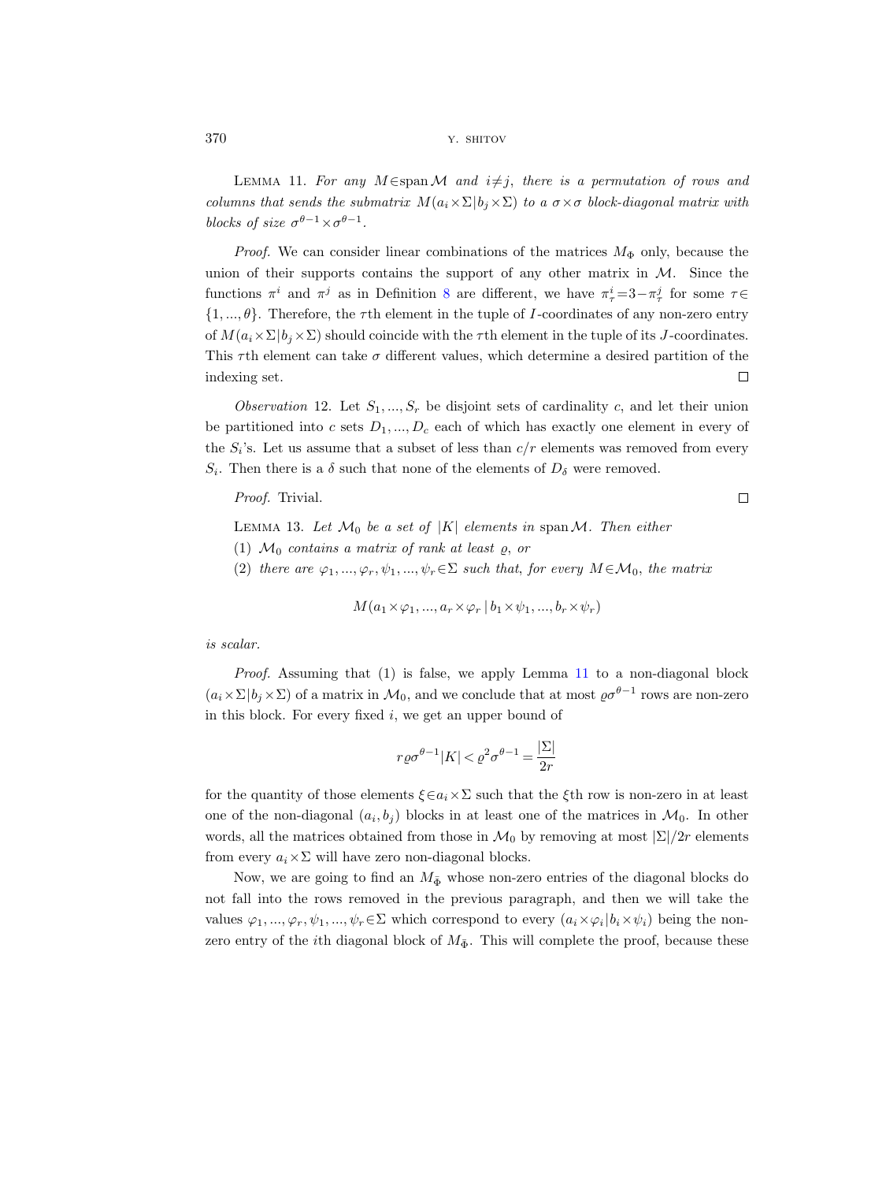LEMMA 11. *For any $M \in \operatorname{span} \mathcal{M}$ and $i \neq j$, there is a permutation of rows and columns that sends the submatrix $M(a_i \times \Sigma | b_j \times \Sigma)$ to a $\sigma \times \sigma$ block-diagonal matrix with blocks of size $\sigma^{\theta-1} \times \sigma^{\theta-1}$.*

*Proof.* We can consider linear combinations of the matrices $M_\Phi$ only, because the union of their supports contains the support of any other matrix in $\mathcal{M}$. Since the functions $\pi^i$ and $\pi^j$ as in Definition 8 are different, we have $\pi^i_\tau = 3 - \pi^j_\tau$ for some $\tau \in \{1, ..., \theta\}$. Therefore, the $\tau$th element in the tuple of $I$-coordinates of any non-zero entry of $M(a_i \times \Sigma | b_j \times \Sigma)$ should coincide with the $\tau$th element in the tuple of its $J$-coordinates. This $\tau$th element can take $\sigma$ different values, which determine a desired partition of the indexing set. $\square$

*Observation* 12. Let $S_1, ..., S_r$ be disjoint sets of cardinality $c$, and let their union be partitioned into $c$ sets $D_1, ..., D_c$ each of which has exactly one element in every of the $S_i$'s. Let us assume that a subset of less than $c/r$ elements was removed from every $S_i$. Then there is a $\delta$ such that none of the elements of $D_\delta$ were removed.

*Proof.* Trivial. $\square$

LEMMA 13. *Let $\mathcal{M}_0$ be a set of $|K|$ elements in $\operatorname{span} \mathcal{M}$. Then either*

(1) *$\mathcal{M}_0$ contains a matrix of rank at least $\varrho$, or*

(2) *there are $\varphi_1, ..., \varphi_r, \psi_1, ..., \psi_r \in \Sigma$ such that, for every $M \in \mathcal{M}_0$, the matrix*

$$M(a_1 \times \varphi_1, ..., a_r \times \varphi_r \,|\, b_1 \times \psi_1, ..., b_r \times \psi_r)$$

*is scalar.*

*Proof.* Assuming that (1) is false, we apply Lemma 11 to a non-diagonal block $(a_i \times \Sigma | b_j \times \Sigma)$ of a matrix in $\mathcal{M}_0$, and we conclude that at most $\varrho\sigma^{\theta-1}$ rows are non-zero in this block. For every fixed $i$, we get an upper bound of

$$r\varrho\sigma^{\theta-1}|K| < \varrho^2\sigma^{\theta-1} = \frac{|\Sigma|}{2r}$$

for the quantity of those elements $\xi \in a_i \times \Sigma$ such that the $\xi$th row is non-zero in at least one of the non-diagonal $(a_i, b_j)$ blocks in at least one of the matrices in $\mathcal{M}_0$. In other words, all the matrices obtained from those in $\mathcal{M}_0$ by removing at most $|\Sigma|/2r$ elements from every $a_i \times \Sigma$ will have zero non-diagonal blocks.

Now, we are going to find an $M_{\bar{\Phi}}$ whose non-zero entries of the diagonal blocks do not fall into the rows removed in the previous paragraph, and then we will take the values $\varphi_1, ..., \varphi_r, \psi_1, ..., \psi_r \in \Sigma$ which correspond to every $(a_i \times \varphi_i | b_i \times \psi_i)$ being the non-zero entry of the $i$th diagonal block of $M_{\bar{\Phi}}$. This will complete the proof, because these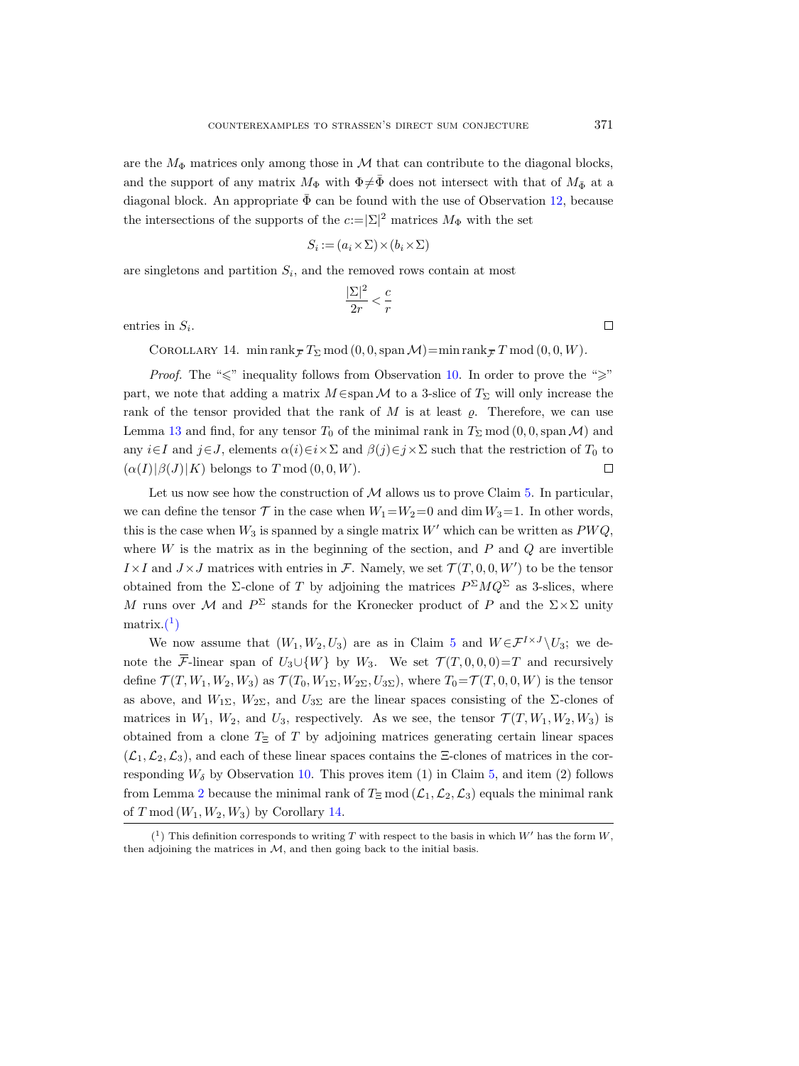are the $M_\Phi$ matrices only among those in $\mathcal{M}$ that can contribute to the diagonal blocks, and the support of any matrix $M_\Phi$ with $\Phi \neq \bar{\Phi}$ does not intersect with that of $M_{\bar{\Phi}}$ at a diagonal block. An appropriate $\bar{\Phi}$ can be found with the use of Observation 12, because the intersections of the supports of the $c := |\Sigma|^2$ matrices $M_\Phi$ with the set

$$S_i := (a_i \times \Sigma) \times (b_i \times \Sigma)$$

are singletons and partition $S_i$, and the removed rows contain at most

$$\frac{|\Sigma|^2}{2r} < \frac{c}{r}$$

entries in $S_i$. □

Corollary 14. $\min \operatorname{rank}_{\overline{\mathcal{F}}} T_\Sigma \bmod (0, 0, \operatorname{span} \mathcal{M}) = \min \operatorname{rank}_{\overline{\mathcal{F}}} T \bmod (0, 0, W)$.

*Proof.* The "$\leqslant$" inequality follows from Observation 10. In order to prove the "$\geqslant$" part, we note that adding a matrix $M \in \operatorname{span} \mathcal{M}$ to a 3-slice of $T_\Sigma$ will only increase the rank of the tensor provided that the rank of $M$ is at least $\varrho$. Therefore, we can use Lemma 13 and find, for any tensor $T_0$ of the minimal rank in $T_\Sigma \bmod (0, 0, \operatorname{span} \mathcal{M})$ and any $i \in I$ and $j \in J$, elements $\alpha(i) \in i \times \Sigma$ and $\beta(j) \in j \times \Sigma$ such that the restriction of $T_0$ to $(\alpha(I)|\beta(J)|K)$ belongs to $T \bmod (0, 0, W)$. □

Let us now see how the construction of $\mathcal{M}$ allows us to prove Claim 5. In particular, we can define the tensor $\mathcal{T}$ in the case when $W_1 = W_2 = 0$ and $\dim W_3 = 1$. In other words, this is the case when $W_3$ is spanned by a single matrix $W'$ which can be written as $PWQ$, where $W$ is the matrix as in the beginning of the section, and $P$ and $Q$ are invertible $I \times I$ and $J \times J$ matrices with entries in $\mathcal{F}$. Namely, we set $\mathcal{T}(T, 0, 0, W')$ to be the tensor obtained from the $\Sigma$-clone of $T$ by adjoining the matrices $P^\Sigma M Q^\Sigma$ as 3-slices, where $M$ runs over $\mathcal{M}$ and $P^\Sigma$ stands for the Kronecker product of $P$ and the $\Sigma \times \Sigma$ unity matrix.(1)

We now assume that $(W_1, W_2, U_3)$ are as in Claim 5 and $W \in \mathcal{F}^{I \times J} \setminus U_3$; we denote the $\overline{\mathcal{F}}$-linear span of $U_3 \cup \{W\}$ by $W_3$. We set $\mathcal{T}(T, 0, 0, 0) = T$ and recursively define $\mathcal{T}(T, W_1, W_2, W_3)$ as $\mathcal{T}(T_0, W_{1\Sigma}, W_{2\Sigma}, U_{3\Sigma})$, where $T_0 = \mathcal{T}(T, 0, 0, W)$ is the tensor as above, and $W_{1\Sigma}$, $W_{2\Sigma}$, and $U_{3\Sigma}$ are the linear spaces consisting of the $\Sigma$-clones of matrices in $W_1$, $W_2$, and $U_3$, respectively. As we see, the tensor $\mathcal{T}(T, W_1, W_2, W_3)$ is obtained from a clone $T_\Xi$ of $T$ by adjoining matrices generating certain linear spaces $(\mathcal{L}_1, \mathcal{L}_2, \mathcal{L}_3)$, and each of these linear spaces contains the $\Xi$-clones of matrices in the corresponding $W_\delta$ by Observation 10. This proves item (1) in Claim 5, and item (2) follows from Lemma 2 because the minimal rank of $T_\Xi \bmod (\mathcal{L}_1, \mathcal{L}_2, \mathcal{L}_3)$ equals the minimal rank of $T \bmod (W_1, W_2, W_3)$ by Corollary 14.

(1) This definition corresponds to writing $T$ with respect to the basis in which $W'$ has the form $W$, then adjoining the matrices in $\mathcal{M}$, and then going back to the initial basis.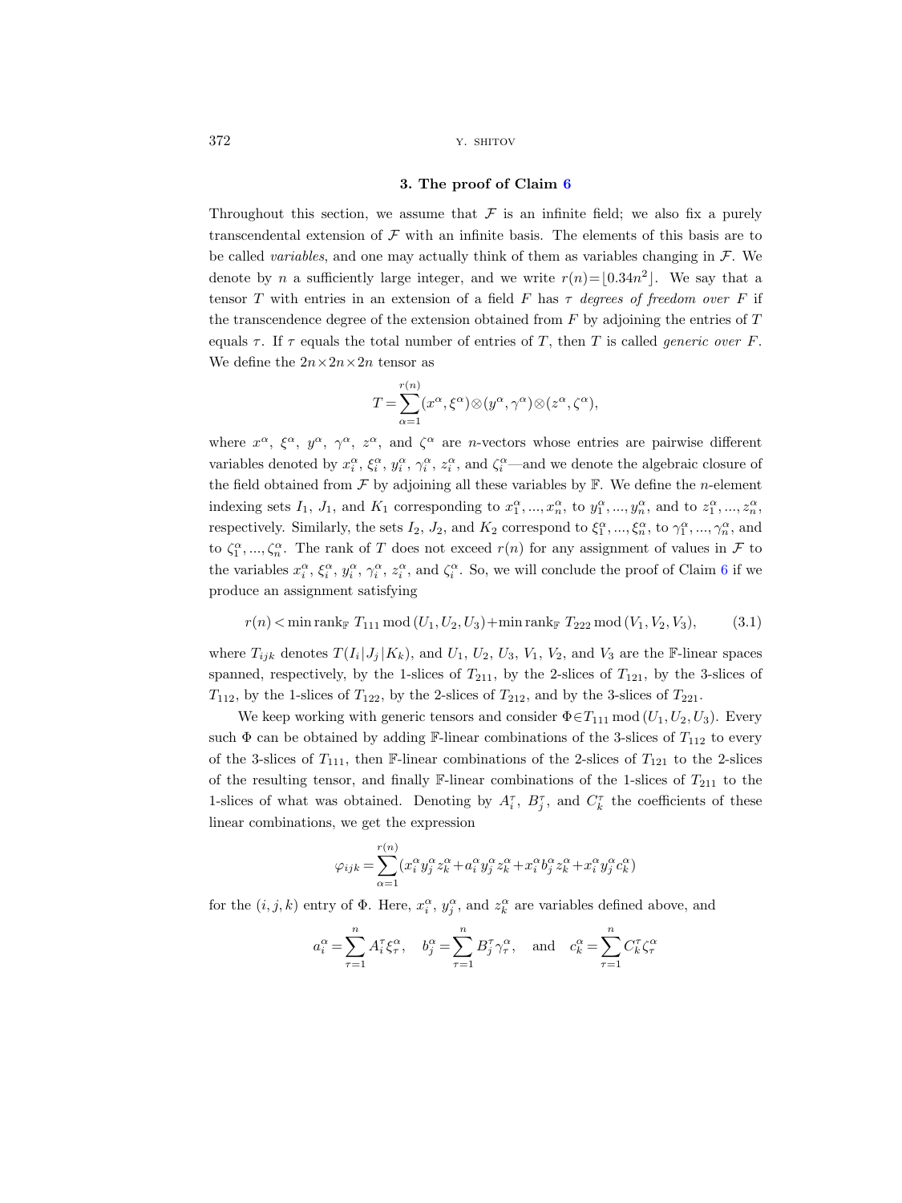### 3. The proof of Claim 6

Throughout this section, we assume that $\mathcal{F}$ is an infinite field; we also fix a purely transcendental extension of $\mathcal{F}$ with an infinite basis. The elements of this basis are to be called *variables*, and one may actually think of them as variables changing in $\mathcal{F}$. We denote by $n$ a sufficiently large integer, and we write $r(n)=\lfloor 0.34n^2\rfloor$. We say that a tensor $T$ with entries in an extension of a field $F$ has $\tau$ *degrees of freedom over* $F$ if the transcendence degree of the extension obtained from $F$ by adjoining the entries of $T$ equals $\tau$. If $\tau$ equals the total number of entries of $T$, then $T$ is called *generic over* $F$. We define the $2n\times 2n\times 2n$ tensor as

$$T=\sum_{\alpha=1}^{r(n)}(x^\alpha,\xi^\alpha)\otimes(y^\alpha,\gamma^\alpha)\otimes(z^\alpha,\zeta^\alpha),$$

where $x^\alpha$, $\xi^\alpha$, $y^\alpha$, $\gamma^\alpha$, $z^\alpha$, and $\zeta^\alpha$ are $n$-vectors whose entries are pairwise different variables denoted by $x_i^\alpha$, $\xi_i^\alpha$, $y_i^\alpha$, $\gamma_i^\alpha$, $z_i^\alpha$, and $\zeta_i^\alpha$—and we denote the algebraic closure of the field obtained from $\mathcal{F}$ by adjoining all these variables by $\mathbb{F}$. We define the $n$-element indexing sets $I_1$, $J_1$, and $K_1$ corresponding to $x_1^\alpha,...,x_n^\alpha$, to $y_1^\alpha,...,y_n^\alpha$, and to $z_1^\alpha,...,z_n^\alpha$, respectively. Similarly, the sets $I_2$, $J_2$, and $K_2$ correspond to $\xi_1^\alpha,...,\xi_n^\alpha$, to $\gamma_1^\alpha,...,\gamma_n^\alpha$, and to $\zeta_1^\alpha,...,\zeta_n^\alpha$. The rank of $T$ does not exceed $r(n)$ for any assignment of values in $\mathcal{F}$ to the variables $x_i^\alpha$, $\xi_i^\alpha$, $y_i^\alpha$, $\gamma_i^\alpha$, $z_i^\alpha$, and $\zeta_i^\alpha$. So, we will conclude the proof of Claim 6 if we produce an assignment satisfying

$$r(n)<\min\operatorname{rank}_{\mathbb{F}}\,T_{111}\bmod(U_1,U_2,U_3)+\min\operatorname{rank}_{\mathbb{F}}\,T_{222}\bmod(V_1,V_2,V_3),\tag{3.1}$$

where $T_{ijk}$ denotes $T(I_i|J_j|K_k)$, and $U_1$, $U_2$, $U_3$, $V_1$, $V_2$, and $V_3$ are the $\mathbb{F}$-linear spaces spanned, respectively, by the 1-slices of $T_{211}$, by the 2-slices of $T_{121}$, by the 3-slices of $T_{112}$, by the 1-slices of $T_{122}$, by the 2-slices of $T_{212}$, and by the 3-slices of $T_{221}$.

We keep working with generic tensors and consider $\Phi\in T_{111}\bmod(U_1,U_2,U_3)$. Every such $\Phi$ can be obtained by adding $\mathbb{F}$-linear combinations of the 3-slices of $T_{112}$ to every of the 3-slices of $T_{111}$, then $\mathbb{F}$-linear combinations of the 2-slices of $T_{121}$ to the 2-slices of the resulting tensor, and finally $\mathbb{F}$-linear combinations of the 1-slices of $T_{211}$ to the 1-slices of what was obtained. Denoting by $A_i^\tau$, $B_j^\tau$, and $C_k^\tau$ the coefficients of these linear combinations, we get the expression

$$\varphi_{ijk}=\sum_{\alpha=1}^{r(n)}(x_i^\alpha y_j^\alpha z_k^\alpha+a_i^\alpha y_j^\alpha z_k^\alpha+x_i^\alpha b_j^\alpha z_k^\alpha+x_i^\alpha y_j^\alpha c_k^\alpha)$$

for the $(i,j,k)$ entry of $\Phi$. Here, $x_i^\alpha$, $y_j^\alpha$, and $z_k^\alpha$ are variables defined above, and

$$a_i^\alpha=\sum_{\tau=1}^{n}A_i^\tau\xi_\tau^\alpha,\quad b_j^\alpha=\sum_{\tau=1}^{n}B_j^\tau\gamma_\tau^\alpha,\quad\text{and}\quad c_k^\alpha=\sum_{\tau=1}^{n}C_k^\tau\zeta_\tau^\alpha$$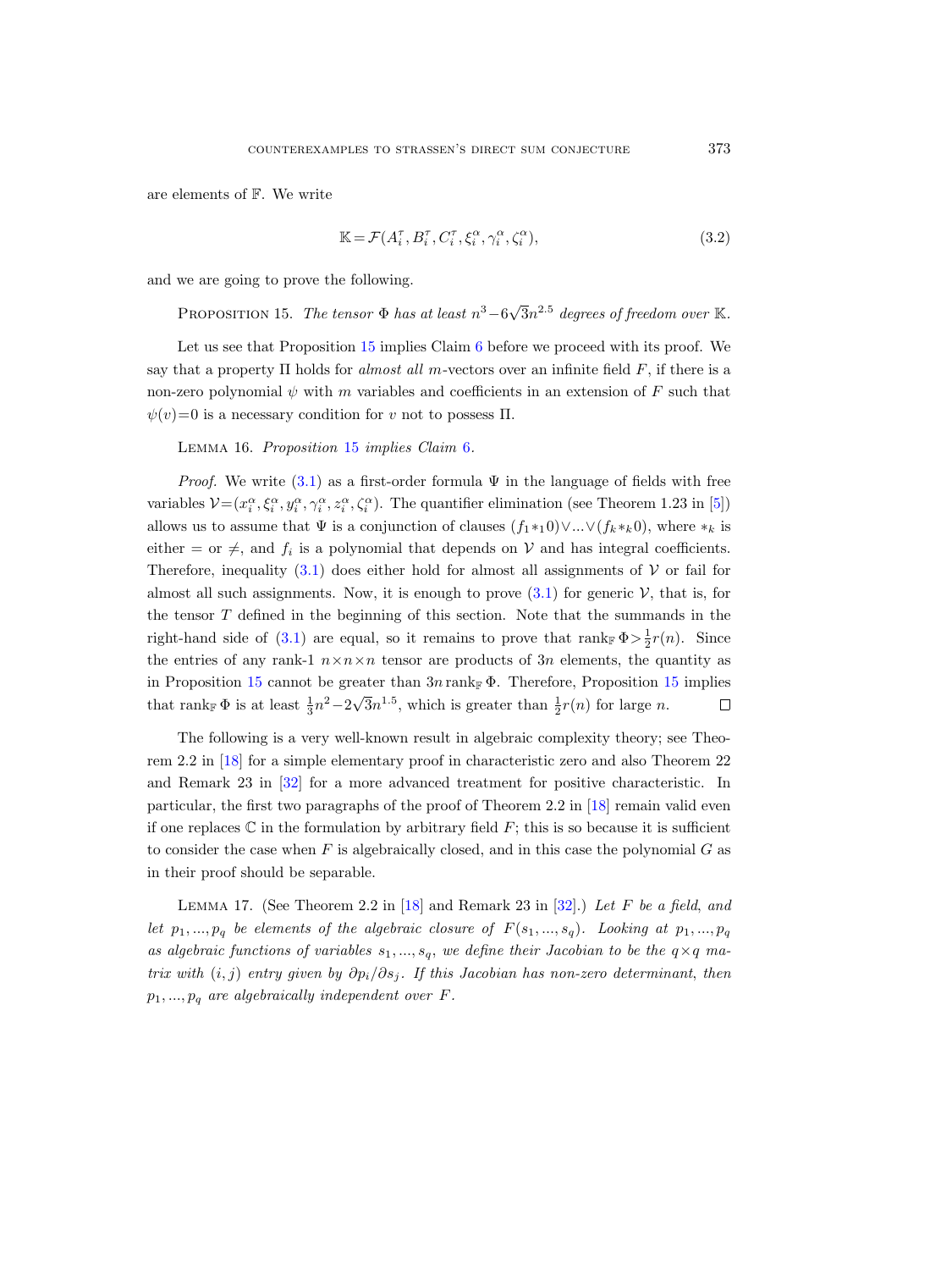are elements of $\mathbb{F}$. We write

$$\mathbb{K} = \mathcal{F}(A_i^\tau, B_i^\tau, C_i^\tau, \xi_i^\alpha, \gamma_i^\alpha, \zeta_i^\alpha), \tag{3.2}$$

and we are going to prove the following.

Proposition 15. *The tensor $\Phi$ has at least $n^3 - 6\sqrt{3}n^{2.5}$ degrees of freedom over $\mathbb{K}$.*

Let us see that Proposition 15 implies Claim 6 before we proceed with its proof. We say that a property $\Pi$ holds for *almost all $m$-vectors* over an infinite field $F$, if there is a non-zero polynomial $\psi$ with $m$ variables and coefficients in an extension of $F$ such that $\psi(v)=0$ is a necessary condition for $v$ not to possess $\Pi$.

Lemma 16. *Proposition 15 implies Claim 6.*

*Proof.* We write (3.1) as a first-order formula $\Psi$ in the language of fields with free variables $\mathcal{V} = (x_i^\alpha, \xi_i^\alpha, y_i^\alpha, \gamma_i^\alpha, z_i^\alpha, \zeta_i^\alpha)$. The quantifier elimination (see Theorem 1.23 in [5]) allows us to assume that $\Psi$ is a conjunction of clauses $(f_1 *_1 0) \vee ... \vee (f_k *_k 0)$, where $*_k$ is either $=$ or $\neq$, and $f_i$ is a polynomial that depends on $\mathcal{V}$ and has integral coefficients. Therefore, inequality (3.1) does either hold for almost all assignments of $\mathcal{V}$ or fail for almost all such assignments. Now, it is enough to prove (3.1) for generic $\mathcal{V}$, that is, for the tensor $T$ defined in the beginning of this section. Note that the summands in the right-hand side of (3.1) are equal, so it remains to prove that $\operatorname{rank}_{\mathbb{F}} \Phi > \frac{1}{2} r(n)$. Since the entries of any rank-1 $n \times n \times n$ tensor are products of $3n$ elements, the quantity as in Proposition 15 cannot be greater than $3n \operatorname{rank}_{\mathbb{F}} \Phi$. Therefore, Proposition 15 implies that $\operatorname{rank}_{\mathbb{F}} \Phi$ is at least $\frac{1}{3}n^2 - 2\sqrt{3}n^{1.5}$, which is greater than $\frac{1}{2}r(n)$ for large $n$. $\square$

The following is a very well-known result in algebraic complexity theory; see Theorem 2.2 in [18] for a simple elementary proof in characteristic zero and also Theorem 22 and Remark 23 in [32] for a more advanced treatment for positive characteristic. In particular, the first two paragraphs of the proof of Theorem 2.2 in [18] remain valid even if one replaces $\mathbb{C}$ in the formulation by arbitrary field $F$; this is so because it is sufficient to consider the case when $F$ is algebraically closed, and in this case the polynomial $G$ as in their proof should be separable.

Lemma 17. (See Theorem 2.2 in [18] and Remark 23 in [32].) *Let $F$ be a field, and let $p_1, ..., p_q$ be elements of the algebraic closure of $F(s_1, ..., s_q)$. Looking at $p_1, ..., p_q$ as algebraic functions of variables $s_1, ..., s_q$, we define their Jacobian to be the $q \times q$ matrix with $(i, j)$ entry given by $\partial p_i / \partial s_j$. If this Jacobian has non-zero determinant, then $p_1, ..., p_q$ are algebraically independent over $F$.*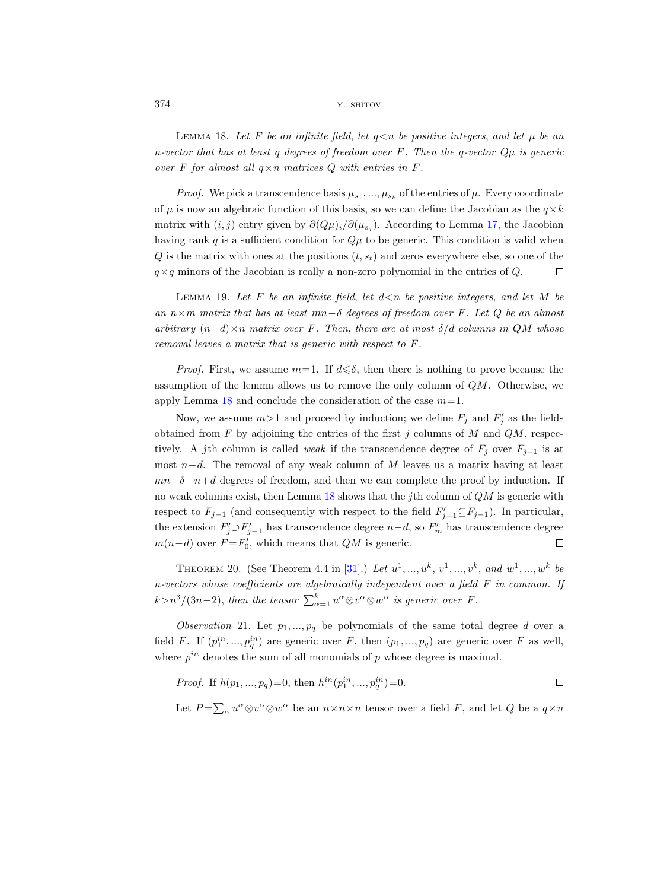Lemma 18. *Let $F$ be an infinite field, let $q<n$ be positive integers, and let $\mu$ be an $n$-vector that has at least $q$ degrees of freedom over $F$. Then the $q$-vector $Q\mu$ is generic over $F$ for almost all $q\times n$ matrices $Q$ with entries in $F$.*

*Proof.* We pick a transcendence basis $\mu_{s_1}, ..., \mu_{s_k}$ of the entries of $\mu$. Every coordinate of $\mu$ is now an algebraic function of this basis, so we can define the Jacobian as the $q\times k$ matrix with $(i,j)$ entry given by $\partial(Q\mu)_i/\partial(\mu_{s_j})$. According to Lemma 17, the Jacobian having rank $q$ is a sufficient condition for $Q\mu$ to be generic. This condition is valid when $Q$ is the matrix with ones at the positions $(t, s_t)$ and zeros everywhere else, so one of the $q\times q$ minors of the Jacobian is really a non-zero polynomial in the entries of $Q$. $\square$

Lemma 19. *Let $F$ be an infinite field, let $d<n$ be positive integers, and let $M$ be an $n\times m$ matrix that has at least $mn-\delta$ degrees of freedom over $F$. Let $Q$ be an almost arbitrary $(n-d)\times n$ matrix over $F$. Then, there are at most $\delta/d$ columns in $QM$ whose removal leaves a matrix that is generic with respect to $F$.*

*Proof.* First, we assume $m=1$. If $d\leqslant\delta$, then there is nothing to prove because the assumption of the lemma allows us to remove the only column of $QM$. Otherwise, we apply Lemma 18 and conclude the consideration of the case $m=1$.

Now, we assume $m>1$ and proceed by induction; we define $F_j$ and $F'_j$ as the fields obtained from $F$ by adjoining the entries of the first $j$ columns of $M$ and $QM$, respectively. A $\hat{\jmath}$th column is called *weak* if the transcendence degree of $F_{\hat{\jmath}}$ over $F_{\hat{\jmath}-1}$ is at most $n-d$. The removal of any weak column of $M$ leaves us a matrix having at least $mn-\delta-n+d$ degrees of freedom, and then we can complete the proof by induction. If no weak columns exist, then Lemma 18 shows that the $j$th column of $QM$ is generic with respect to $F_{j-1}$ (and consequently with respect to the field $F'_{j-1}\subseteq F_{j-1}$). In particular, the extension $F'_j\supset F'_{j-1}$ has transcendence degree $n-d$, so $F'_m$ has transcendence degree $m(n-d)$ over $F=F'_0$, which means that $QM$ is generic. $\square$

Theorem 20. (See Theorem 4.4 in [31].) *Let $u^1, ..., u^k$, $v^1, ..., v^k$, and $w^1, ..., w^k$ be $n$-vectors whose coefficients are algebraically independent over a field $F$ in common. If $k>n^3/(3n-2)$, then the tensor $\sum_{\alpha=1}^{k} u^\alpha\otimes v^\alpha\otimes w^\alpha$ is generic over $F$.*

*Observation* 21. Let $p_1, ..., p_q$ be polynomials of the same total degree $d$ over a field $F$. If $(p_1^{in}, ..., p_q^{in})$ are generic over $F$, then $(p_1, ..., p_q)$ are generic over $F$ as well, where $p^{in}$ denotes the sum of all monomials of $p$ whose degree is maximal.

*Proof.* If $h(p_1, ..., p_q)=0$, then $h^{in}(p_1^{in}, ..., p_q^{in})=0$. $\square$

Let $P=\sum_\alpha u^\alpha\otimes v^\alpha\otimes w^\alpha$ be an $n\times n\times n$ tensor over a field $F$, and let $Q$ be a $q\times n$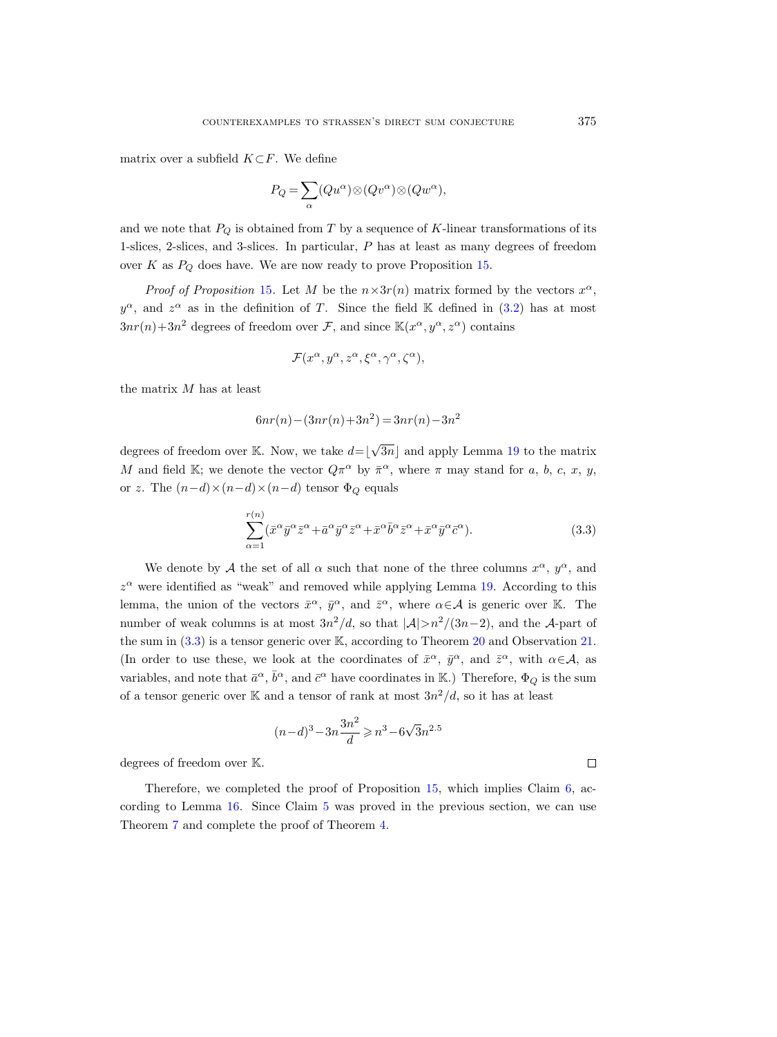matrix over a subfield $K \subset F$. We define

$$P_Q = \sum_{\alpha} (Qu^\alpha) \otimes (Qv^\alpha) \otimes (Qw^\alpha),$$

and we note that $P_Q$ is obtained from $T$ by a sequence of $K$-linear transformations of its 1-slices, 2-slices, and 3-slices. In particular, $P$ has at least as many degrees of freedom over $K$ as $P_Q$ does have. We are now ready to prove Proposition 15.

*Proof of Proposition* 15. Let $M$ be the $n \times 3r(n)$ matrix formed by the vectors $x^\alpha$, $y^\alpha$, and $z^\alpha$ as in the definition of $T$. Since the field $\mathbb{K}$ defined in (3.2) has at most $3nr(n)+3n^2$ degrees of freedom over $\mathcal{F}$, and since $\mathbb{K}(x^\alpha, y^\alpha, z^\alpha)$ contains

$$\mathcal{F}(x^\alpha, y^\alpha, z^\alpha, \xi^\alpha, \gamma^\alpha, \zeta^\alpha),$$

the matrix $M$ has at least

$$6nr(n) - (3nr(n)+3n^2) = 3nr(n) - 3n^2$$

degrees of freedom over $\mathbb{K}$. Now, we take $d = \lfloor \sqrt{3n} \rfloor$ and apply Lemma 19 to the matrix $M$ and field $\mathbb{K}$; we denote the vector $Q\pi^\alpha$ by $\bar{\pi}^\alpha$, where $\pi$ may stand for $a$, $b$, $c$, $x$, $y$, or $z$. The $(n-d)\times(n-d)\times(n-d)$ tensor $\Phi_Q$ equals

$$\sum_{\alpha=1}^{r(n)} (\bar{x}^\alpha \bar{y}^\alpha \bar{z}^\alpha + \bar{a}^\alpha \bar{y}^\alpha \bar{z}^\alpha + \bar{x}^\alpha \bar{b}^\alpha \bar{z}^\alpha + \bar{x}^\alpha \bar{y}^\alpha \bar{c}^\alpha). \tag{3.3}$$

We denote by $\mathcal{A}$ the set of all $\alpha$ such that none of the three columns $x^\alpha$, $y^\alpha$, and $z^\alpha$ were identified as "weak" and removed while applying Lemma 19. According to this lemma, the union of the vectors $\bar{x}^\alpha$, $\bar{y}^\alpha$, and $\bar{z}^\alpha$, where $\alpha \in \mathcal{A}$ is generic over $\mathbb{K}$. The number of weak columns is at most $3n^2/d$, so that $|\mathcal{A}| > n^2/(3n-2)$, and the $\mathcal{A}$-part of the sum in (3.3) is a tensor generic over $\mathbb{K}$, according to Theorem 20 and Observation 21. (In order to use these, we look at the coordinates of $\bar{x}^\alpha$, $\bar{y}^\alpha$, and $\bar{z}^\alpha$, with $\alpha \in \mathcal{A}$, as variables, and note that $\bar{a}^\alpha$, $\bar{b}^\alpha$, and $\bar{c}^\alpha$ have coordinates in $\mathbb{K}$.) Therefore, $\Phi_Q$ is the sum of a tensor generic over $\mathbb{K}$ and a tensor of rank at most $3n^2/d$, so it has at least

$$(n-d)^3 - 3n\frac{3n^2}{d} \geqslant n^3 - 6\sqrt{3}n^{2.5}$$

degrees of freedom over $\mathbb{K}$. $\square$

Therefore, we completed the proof of Proposition 15, which implies Claim 6, according to Lemma 16. Since Claim 5 was proved in the previous section, we can use Theorem 7 and complete the proof of Theorem 4.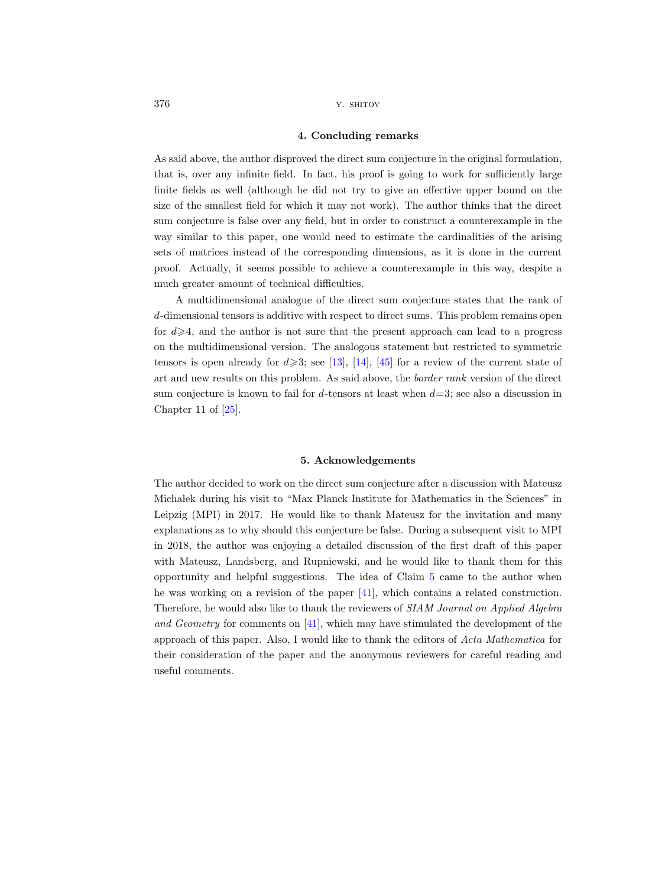## 4. Concluding remarks

As said above, the author disproved the direct sum conjecture in the original formulation, that is, over any infinite field. In fact, his proof is going to work for sufficiently large finite fields as well (although he did not try to give an effective upper bound on the size of the smallest field for which it may not work). The author thinks that the direct sum conjecture is false over any field, but in order to construct a counterexample in the way similar to this paper, one would need to estimate the cardinalities of the arising sets of matrices instead of the corresponding dimensions, as it is done in the current proof. Actually, it seems possible to achieve a counterexample in this way, despite a much greater amount of technical difficulties.

A multidimensional analogue of the direct sum conjecture states that the rank of $d$-dimensional tensors is additive with respect to direct sums. This problem remains open for $d \geqslant 4$, and the author is not sure that the present approach can lead to a progress on the multidimensional version. The analogous statement but restricted to symmetric tensors is open already for $d \geqslant 3$; see [13], [14], [45] for a review of the current state of art and new results on this problem. As said above, the *border rank* version of the direct sum conjecture is known to fail for $d$-tensors at least when $d=3$; see also a discussion in Chapter 11 of [25].

## 5. Acknowledgements

The author decided to work on the direct sum conjecture after a discussion with Mateusz Michałek during his visit to "Max Planck Institute for Mathematics in the Sciences" in Leipzig (MPI) in 2017. He would like to thank Mateusz for the invitation and many explanations as to why should this conjecture be false. During a subsequent visit to MPI in 2018, the author was enjoying a detailed discussion of the first draft of this paper with Mateusz, Landsberg, and Rupniewski, and he would like to thank them for this opportunity and helpful suggestions. The idea of Claim 5 came to the author when he was working on a revision of the paper [41], which contains a related construction. Therefore, he would also like to thank the reviewers of *SIAM Journal on Applied Algebra and Geometry* for comments on [41], which may have stimulated the development of the approach of this paper. Also, I would like to thank the editors of *Acta Mathematica* for their consideration of the paper and the anonymous reviewers for careful reading and useful comments.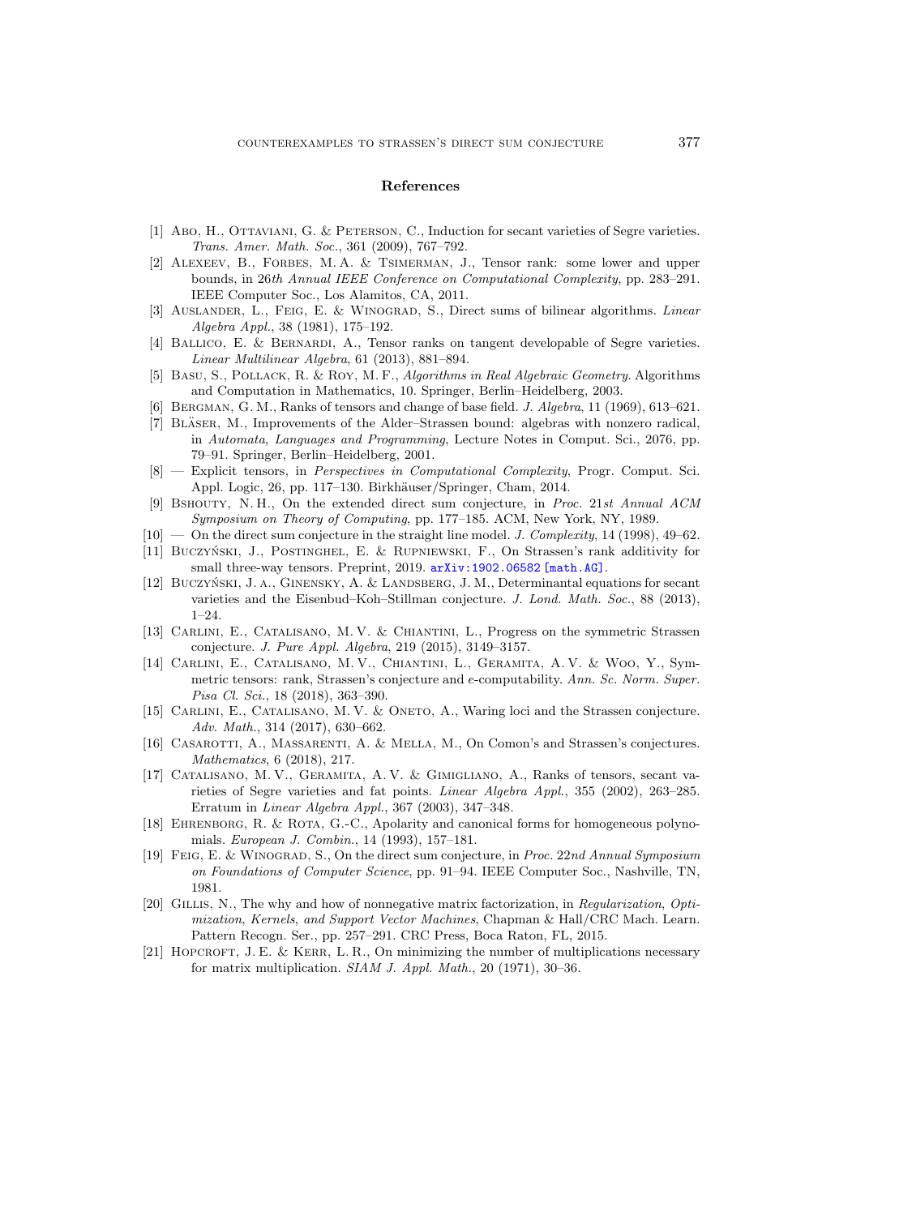## References

[1] Abo, H., Ottaviani, G. & Peterson, C., Induction for secant varieties of Segre varieties. *Trans. Amer. Math. Soc.*, 361 (2009), 767–792.

[2] Alexeev, B., Forbes, M. A. & Tsimerman, J., Tensor rank: some lower and upper bounds, in *26th Annual IEEE Conference on Computational Complexity*, pp. 283–291. IEEE Computer Soc., Los Alamitos, CA, 2011.

[3] Auslander, L., Feig, E. & Winograd, S., Direct sums of bilinear algorithms. *Linear Algebra Appl.*, 38 (1981), 175–192.

[4] Ballico, E. & Bernardi, A., Tensor ranks on tangent developable of Segre varieties. *Linear Multilinear Algebra*, 61 (2013), 881–894.

[5] Basu, S., Pollack, R. & Roy, M. F., *Algorithms in Real Algebraic Geometry*. Algorithms and Computation in Mathematics, 10. Springer, Berlin–Heidelberg, 2003.

[6] Bergman, G. M., Ranks of tensors and change of base field. *J. Algebra*, 11 (1969), 613–621.

[7] Bläser, M., Improvements of the Alder–Strassen bound: algebras with nonzero radical, in *Automata, Languages and Programming*, Lecture Notes in Comput. Sci., 2076, pp. 79–91. Springer, Berlin–Heidelberg, 2001.

[8] — Explicit tensors, in *Perspectives in Computational Complexity*, Progr. Comput. Sci. Appl. Logic, 26, pp. 117–130. Birkhäuser/Springer, Cham, 2014.

[9] Bshouty, N. H., On the extended direct sum conjecture, in *Proc. 21st Annual ACM Symposium on Theory of Computing*, pp. 177–185. ACM, New York, NY, 1989.

[10] — On the direct sum conjecture in the straight line model. *J. Complexity*, 14 (1998), 49–62.

[11] Buczyński, J., Postinghel, E. & Rupniewski, F., On Strassen's rank additivity for small three-way tensors. Preprint, 2019. arXiv:1902.06582 [math.AG].

[12] Buczyński, J. a., Ginensky, A. & Landsberg, J. M., Determinantal equations for secant varieties and the Eisenbud–Koh–Stillman conjecture. *J. Lond. Math. Soc.*, 88 (2013), 1–24.

[13] Carlini, E., Catalisano, M. V. & Chiantini, L., Progress on the symmetric Strassen conjecture. *J. Pure Appl. Algebra*, 219 (2015), 3149–3157.

[14] Carlini, E., Catalisano, M. V., Chiantini, L., Geramita, A. V. & Woo, Y., Symmetric tensors: rank, Strassen's conjecture and *e*-computability. *Ann. Sc. Norm. Super. Pisa Cl. Sci.*, 18 (2018), 363–390.

[15] Carlini, E., Catalisano, M. V. & Oneto, A., Waring loci and the Strassen conjecture. *Adv. Math.*, 314 (2017), 630–662.

[16] Casarotti, A., Massarenti, A. & Mella, M., On Comon's and Strassen's conjectures. *Mathematics*, 6 (2018), 217.

[17] Catalisano, M. V., Geramita, A. V. & Gimigliano, A., Ranks of tensors, secant varieties of Segre varieties and fat points. *Linear Algebra Appl.*, 355 (2002), 263–285. Erratum in *Linear Algebra Appl.*, 367 (2003), 347–348.

[18] Ehrenborg, R. & Rota, G.-C., Apolarity and canonical forms for homogeneous polynomials. *European J. Combin.*, 14 (1993), 157–181.

[19] Feig, E. & Winograd, S., On the direct sum conjecture, in *Proc. 22nd Annual Symposium on Foundations of Computer Science*, pp. 91–94. IEEE Computer Soc., Nashville, TN, 1981.

[20] Gillis, N., The why and how of nonnegative matrix factorization, in *Regularization, Optimization, Kernels, and Support Vector Machines*, Chapman & Hall/CRC Mach. Learn. Pattern Recogn. Ser., pp. 257–291. CRC Press, Boca Raton, FL, 2015.

[21] Hopcroft, J. E. & Kerr, L. R., On minimizing the number of multiplications necessary for matrix multiplication. *SIAM J. Appl. Math.*, 20 (1971), 30–36.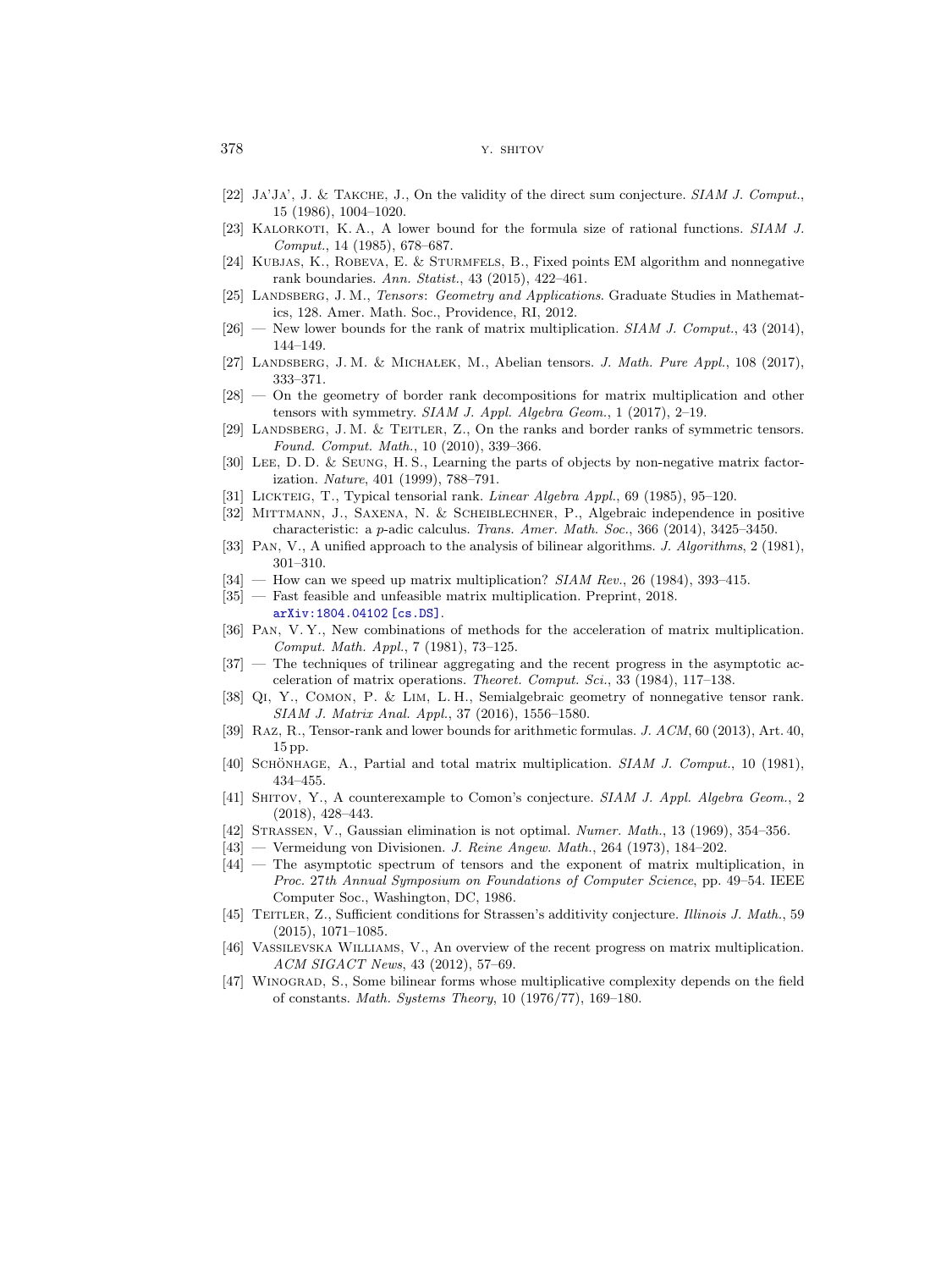[22] Ja'Ja', J. & Takche, J., On the validity of the direct sum conjecture. *SIAM J. Comput.*, 15 (1986), 1004–1020.

[23] Kalorkoti, K. A., A lower bound for the formula size of rational functions. *SIAM J. Comput.*, 14 (1985), 678–687.

[24] Kubjas, K., Robeva, E. & Sturmfels, B., Fixed points EM algorithm and nonnegative rank boundaries. *Ann. Statist.*, 43 (2015), 422–461.

[25] Landsberg, J. M., *Tensors: Geometry and Applications*. Graduate Studies in Mathematics, 128. Amer. Math. Soc., Providence, RI, 2012.

[26] — New lower bounds for the rank of matrix multiplication. *SIAM J. Comput.*, 43 (2014), 144–149.

[27] Landsberg, J. M. & Michalek, M., Abelian tensors. *J. Math. Pure Appl.*, 108 (2017), 333–371.

[28] — On the geometry of border rank decompositions for matrix multiplication and other tensors with symmetry. *SIAM J. Appl. Algebra Geom.*, 1 (2017), 2–19.

[29] Landsberg, J. M. & Teitler, Z., On the ranks and border ranks of symmetric tensors. *Found. Comput. Math.*, 10 (2010), 339–366.

[30] Lee, D. D. & Seung, H. S., Learning the parts of objects by non-negative matrix factorization. *Nature*, 401 (1999), 788–791.

[31] Lickteig, T., Typical tensorial rank. *Linear Algebra Appl.*, 69 (1985), 95–120.

[32] Mittmann, J., Saxena, N. & Scheiblechner, P., Algebraic independence in positive characteristic: a $p$-adic calculus. *Trans. Amer. Math. Soc.*, 366 (2014), 3425–3450.

[33] Pan, V., A unified approach to the analysis of bilinear algorithms. *J. Algorithms*, 2 (1981), 301–310.

[34] — How can we speed up matrix multiplication? *SIAM Rev.*, 26 (1984), 393–415.

[35] — Fast feasible and unfeasible matrix multiplication. Preprint, 2018. arXiv:1804.04102 [cs.DS].

[36] Pan, V. Y., New combinations of methods for the acceleration of matrix multiplication. *Comput. Math. Appl.*, 7 (1981), 73–125.

[37] — The techniques of trilinear aggregating and the recent progress in the asymptotic acceleration of matrix operations. *Theoret. Comput. Sci.*, 33 (1984), 117–138.

[38] Qi, Y., Comon, P. & Lim, L. H., Semialgebraic geometry of nonnegative tensor rank. *SIAM J. Matrix Anal. Appl.*, 37 (2016), 1556–1580.

[39] Raz, R., Tensor-rank and lower bounds for arithmetic formulas. *J. ACM*, 60 (2013), Art. 40, 15 pp.

[40] Schönhage, A., Partial and total matrix multiplication. *SIAM J. Comput.*, 10 (1981), 434–455.

[41] Shitov, Y., A counterexample to Comon's conjecture. *SIAM J. Appl. Algebra Geom.*, 2 (2018), 428–443.

[42] Strassen, V., Gaussian elimination is not optimal. *Numer. Math.*, 13 (1969), 354–356.

[43] — Vermeidung von Divisionen. *J. Reine Angew. Math.*, 264 (1973), 184–202.

[44] — The asymptotic spectrum of tensors and the exponent of matrix multiplication, in *Proc. 27th Annual Symposium on Foundations of Computer Science*, pp. 49–54. IEEE Computer Soc., Washington, DC, 1986.

[45] Teitler, Z., Sufficient conditions for Strassen's additivity conjecture. *Illinois J. Math.*, 59 (2015), 1071–1085.

[46] Vassilevska Williams, V., An overview of the recent progress on matrix multiplication. *ACM SIGACT News*, 43 (2012), 57–69.

[47] Winograd, S., Some bilinear forms whose multiplicative complexity depends on the field of constants. *Math. Systems Theory*, 10 (1976/77), 169–180.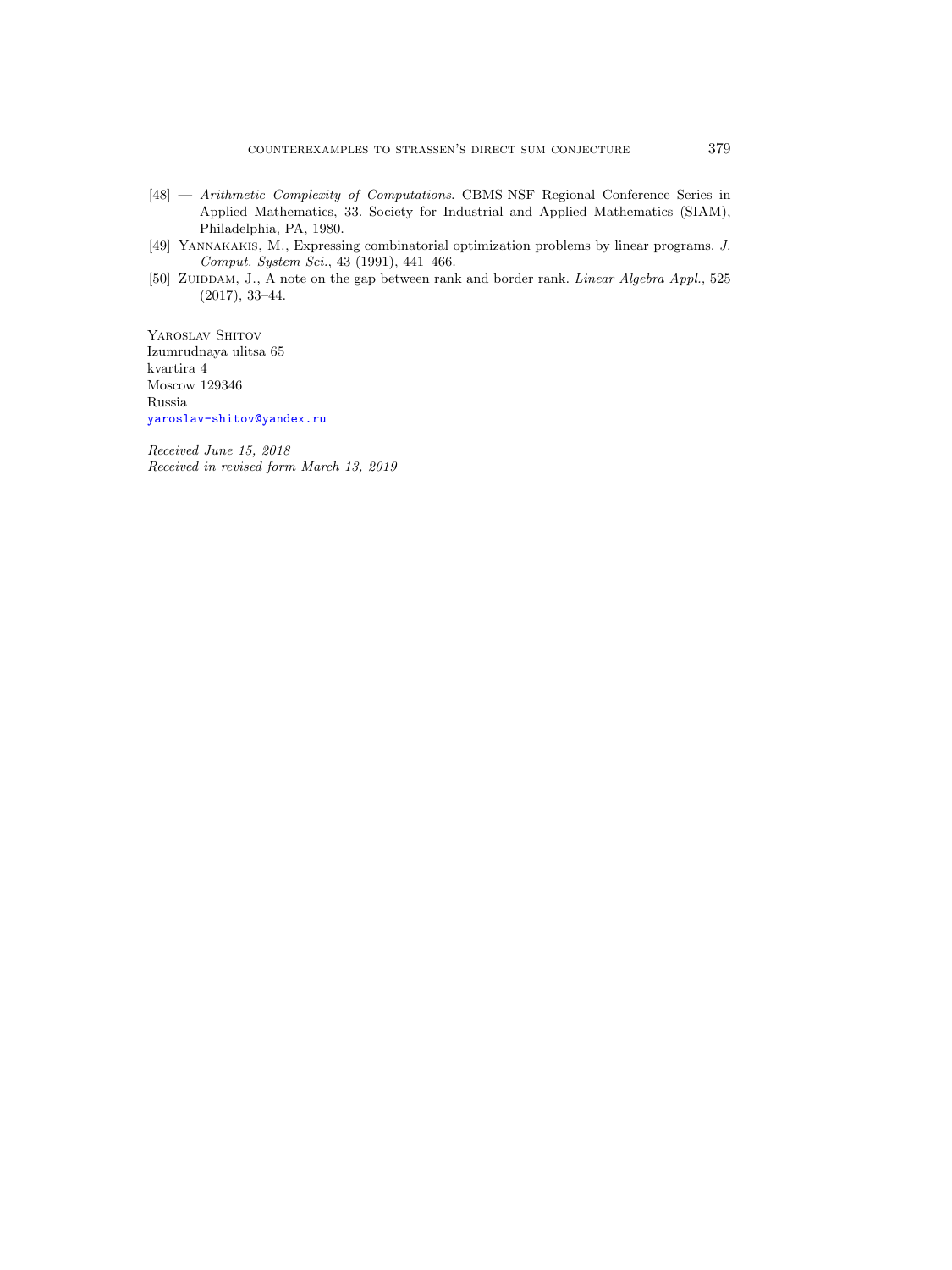[48] — *Arithmetic Complexity of Computations*. CBMS-NSF Regional Conference Series in Applied Mathematics, 33. Society for Industrial and Applied Mathematics (SIAM), Philadelphia, PA, 1980.

[49] Yannakakis, M., Expressing combinatorial optimization problems by linear programs. *J. Comput. System Sci.*, 43 (1991), 441–466.

[50] Zuiddam, J., A note on the gap between rank and border rank. *Linear Algebra Appl.*, 525 (2017), 33–44.

Yaroslav Shitov
Izumrudnaya ulitsa 65
kvartira 4
Moscow 129346
Russia
yaroslav-shitov@yandex.ru

*Received June 15, 2018*
*Received in revised form March 13, 2019*